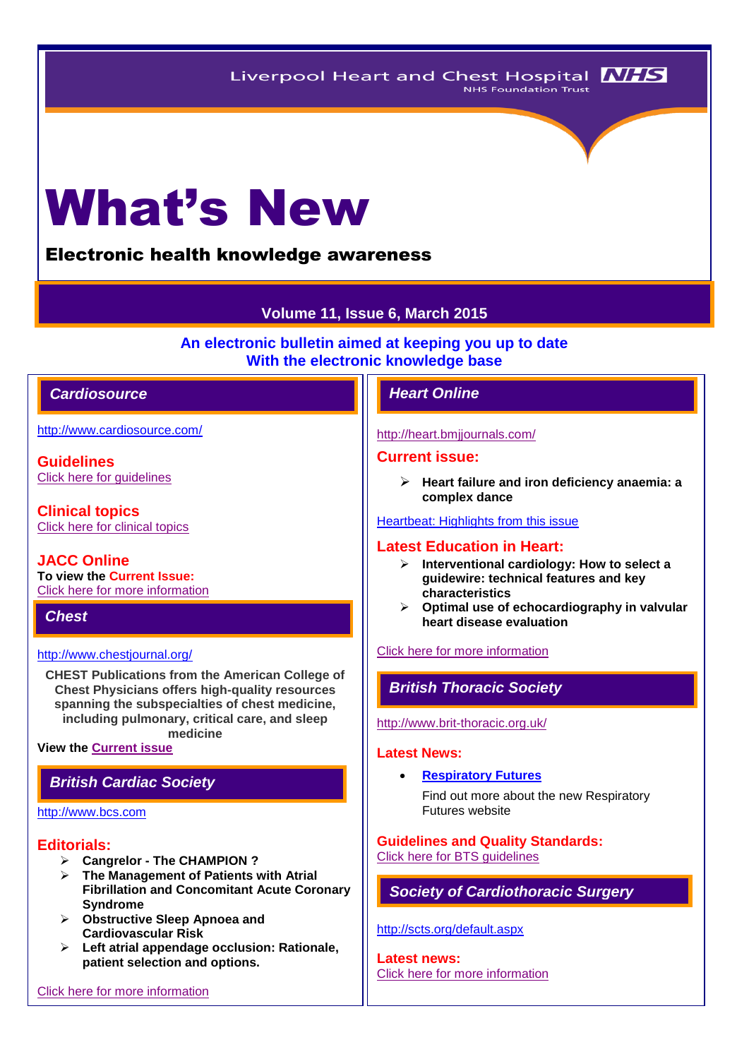Liverpool Heart and Chest Hospital NHS Foundation Trust

# What's New

## Electronic health knowledge awareness

**Volume 11, Issue 6, March 2015**

**An electronic bulletin aimed at keeping you up to date With the electronic knowledge base**

## *Cardiosource*

http://www.cardiosource.com/

### Guidelines

Click here for guidelines

### Clinical topics

Click here for clinical topics

### JACC Online

**To view the Current Issue:**
Click here for more information

## *Chest*

http://www.chestjournal.org/

**CHEST Publications from the American College of Chest Physicians offers high-quality resources spanning the subspecialties of chest medicine, including pulmonary, critical care, and sleep medicine**

**View the Current issue**

## *British Cardiac Society*

http://www.bcs.com

### Editorials:

- **Cangrelor - The CHAMPION ?**
- **The Management of Patients with Atrial Fibrillation and Concomitant Acute Coronary Syndrome**
- **Obstructive Sleep Apnoea and Cardiovascular Risk**
- **Left atrial appendage occlusion: Rationale, patient selection and options.**

Click here for more information

## *Heart Online*

http://heart.bmjjournals.com/

### Current issue:

- **Heart failure and iron deficiency anaemia: a complex dance**

Heartbeat: Highlights from this issue

### Latest Education in Heart:

- **Interventional cardiology: How to select a guidewire: technical features and key characteristics**
- **Optimal use of echocardiography in valvular heart disease evaluation**

Click here for more information

## *British Thoracic Society*

http://www.brit-thoracic.org.uk/

### Latest News:

- **Respiratory Futures**

  Find out more about the new Respiratory Futures website

### Guidelines and Quality Standards:

Click here for BTS guidelines

## *Society of Cardiothoracic Surgery*

http://scts.org/default.aspx

### Latest news:

Click here for more information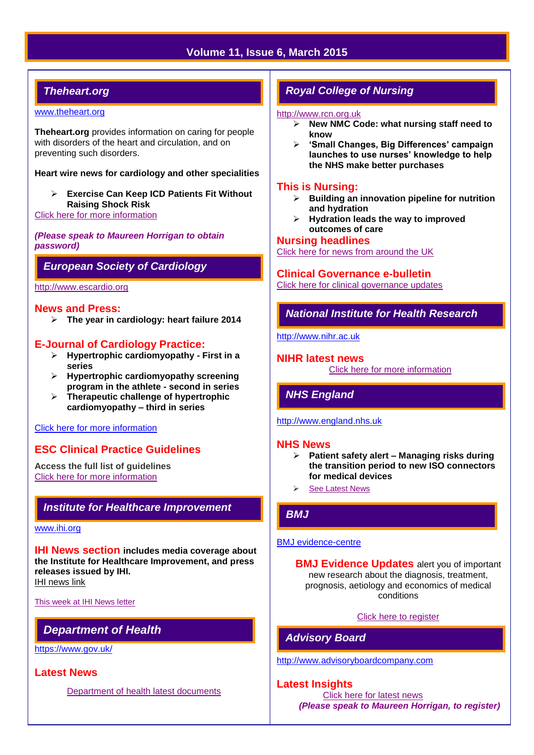## Theheart.org

www.theheart.org

**Theheart.org** provides information on caring for people with disorders of the heart and circulation, and on preventing such disorders.

**Heart wire news for cardiology and other specialities**

- **Exercise Can Keep ICD Patients Fit Without Raising Shock Risk**

Click here for more information

***(Please speak to Maureen Horrigan to obtain password)***

## European Society of Cardiology

http://www.escardio.org

### News and Press:

- **The year in cardiology: heart failure 2014**

### E-Journal of Cardiology Practice:

- **Hypertrophic cardiomyopathy - First in a series**
- **Hypertrophic cardiomyopathy screening program in the athlete - second in series**
- **Therapeutic challenge of hypertrophic cardiomyopathy – third in series**

Click here for more information

### ESC Clinical Practice Guidelines

**Access the full list of guidelines**
Click here for more information

## Institute for Healthcare Improvement

www.ihi.org

**IHI News section includes media coverage about the Institute for Healthcare Improvement, and press releases issued by IHI.**
IHI news link

This week at IHI News letter

## Department of Health

https://www.gov.uk/

### Latest News

Department of health latest documents

## Royal College of Nursing

http://www.rcn.org.uk

- **New NMC Code: what nursing staff need to know**
- **'Small Changes, Big Differences' campaign launches to use nurses' knowledge to help the NHS make better purchases**

### This is Nursing:

- **Building an innovation pipeline for nutrition and hydration**
- **Hydration leads the way to improved outcomes of care**

### Nursing headlines

Click here for news from around the UK

### Clinical Governance e-bulletin

Click here for clinical governance updates

## National Institute for Health Research

http://www.nihr.ac.uk

### NIHR latest news

Click here for more information

## NHS England

http://www.england.nhs.uk

### NHS News

- **Patient safety alert – Managing risks during the transition period to new ISO connectors for medical devices**
- See Latest News

## BMJ

BMJ evidence-centre

**BMJ Evidence Updates** alert you of important new research about the diagnosis, treatment, prognosis, aetiology and economics of medical conditions

Click here to register

## Advisory Board

http://www.advisoryboardcompany.com

### Latest Insights

Click here for latest news
***(Please speak to Maureen Horrigan, to register)***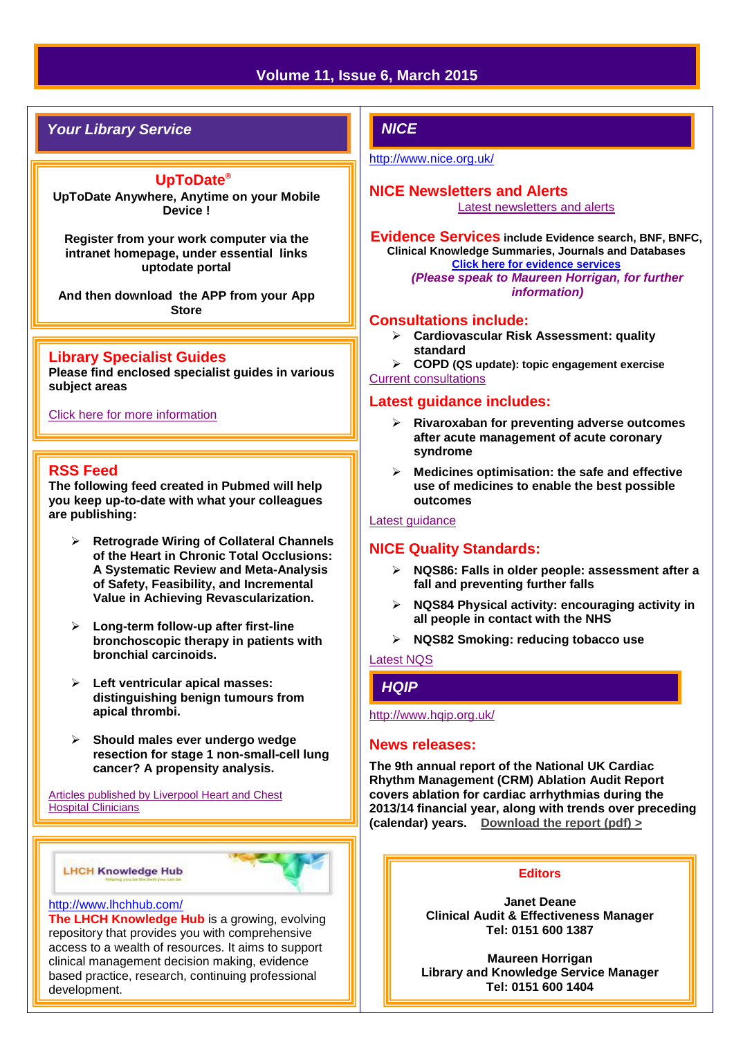Volume 11, Issue 6, March 2015

## Your Library Service

### UpToDate®

**UpToDate Anywhere, Anytime on your Mobile Device !**

**Register from your work computer via the intranet homepage, under essential links uptodate portal**

**And then download the APP from your App Store**

### Library Specialist Guides

**Please find enclosed specialist guides in various subject areas**

Click here for more information

### RSS Feed

**The following feed created in Pubmed will help you keep up-to-date with what your colleagues are publishing:**

- **Retrograde Wiring of Collateral Channels of the Heart in Chronic Total Occlusions: A Systematic Review and Meta-Analysis of Safety, Feasibility, and Incremental Value in Achieving Revascularization.**
- **Long-term follow-up after first-line bronchoscopic therapy in patients with bronchial carcinoids.**
- **Left ventricular apical masses: distinguishing benign tumours from apical thrombi.**
- **Should males ever undergo wedge resection for stage 1 non-small-cell lung cancer? A propensity analysis.**

Articles published by Liverpool Heart and Chest Hospital Clinicians

LHCH Knowledge Hub

http://www.lhchhub.com/

**The LHCH Knowledge Hub** is a growing, evolving repository that provides you with comprehensive access to a wealth of resources. It aims to support clinical management decision making, evidence based practice, research, continuing professional development.

## NICE

http://www.nice.org.uk/

### NICE Newsletters and Alerts

Latest newsletters and alerts

### Evidence Services

**include Evidence search, BNF, BNFC, Clinical Knowledge Summaries, Journals and Databases**

**Click here for evidence services**

***(Please speak to Maureen Horrigan, for further information)***

### Consultations include:

- **Cardiovascular Risk Assessment: quality standard**
- **COPD (QS update): topic engagement exercise**

Current consultations

### Latest guidance includes:

- **Rivaroxaban for preventing adverse outcomes after acute management of acute coronary syndrome**
- **Medicines optimisation: the safe and effective use of medicines to enable the best possible outcomes**

Latest guidance

### NICE Quality Standards:

- **NQS86: Falls in older people: assessment after a fall and preventing further falls**
- **NQS84 Physical activity: encouraging activity in all people in contact with the NHS**
- **NQS82 Smoking: reducing tobacco use**

Latest NQS

## HQIP

http://www.hqip.org.uk/

### News releases:

**The 9th annual report of the National UK Cardiac Rhythm Management (CRM) Ablation Audit Report covers ablation for cardiac arrhythmias during the 2013/14 financial year, along with trends over preceding (calendar) years.** Download the report (pdf) >

### Editors

**Janet Deane**
**Clinical Audit & Effectiveness Manager**
**Tel: 0151 600 1387**

**Maureen Horrigan**
**Library and Knowledge Service Manager**
**Tel: 0151 600 1404**